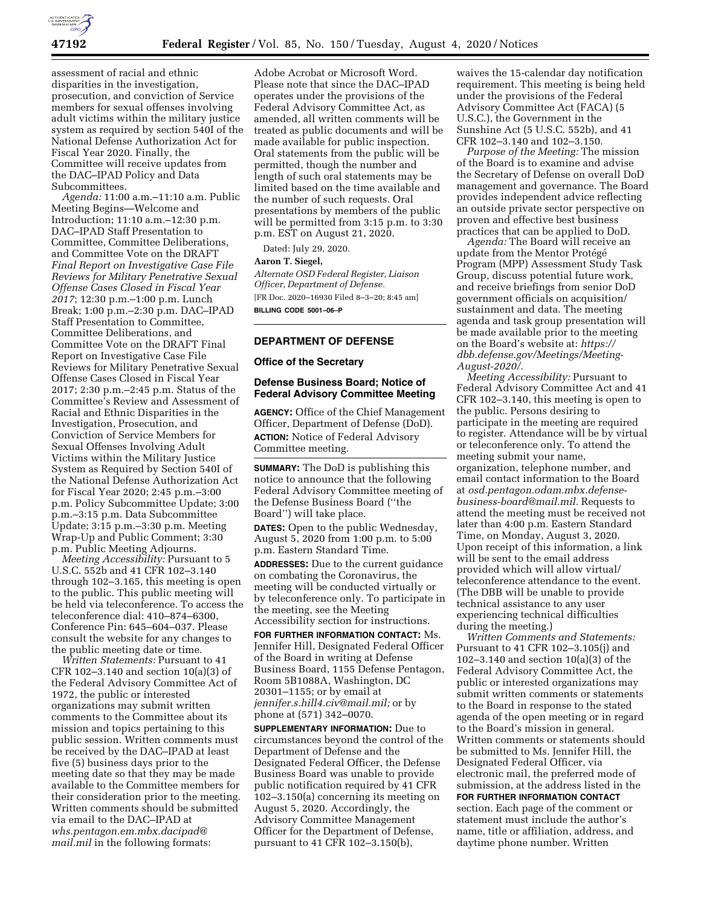assessment of racial and ethnic disparities in the investigation, prosecution, and conviction of Service members for sexual offenses involving adult victims within the military justice system as required by section 540I of the National Defense Authorization Act for Fiscal Year 2020. Finally, the Committee will receive updates from the DAC–IPAD Policy and Data Subcommittees.

*Agenda:* 11:00 a.m.–11:10 a.m. Public Meeting Begins—Welcome and Introduction; 11:10 a.m.–12:30 p.m. DAC–IPAD Staff Presentation to Committee, Committee Deliberations, and Committee Vote on the DRAFT *Final Report on Investigative Case File Reviews for Military Penetrative Sexual Offense Cases Closed in Fiscal Year 2017*; 12:30 p.m.–1:00 p.m. Lunch Break; 1:00 p.m.–2:30 p.m. DAC–IPAD Staff Presentation to Committee, Committee Deliberations, and Committee Vote on the DRAFT Final Report on Investigative Case File Reviews for Military Penetrative Sexual Offense Cases Closed in Fiscal Year 2017; 2:30 p.m.–2:45 p.m. Status of the Committee's Review and Assessment of Racial and Ethnic Disparities in the Investigation, Prosecution, and Conviction of Service Members for Sexual Offenses Involving Adult Victims within the Military Justice System as Required by Section 540I of the National Defense Authorization Act for Fiscal Year 2020; 2:45 p.m.–3:00 p.m. Policy Subcommittee Update; 3:00 p.m.–3:15 p.m. Data Subcommittee Update; 3:15 p.m.–3:30 p.m. Meeting Wrap-Up and Public Comment; 3:30 p.m. Public Meeting Adjourns.

*Meeting Accessibility:* Pursuant to 5 U.S.C. 552b and 41 CFR 102–3.140 through 102–3.165, this meeting is open to the public. This public meeting will be held via teleconference. To access the teleconference dial: 410–874–6300, Conference Pin: 645–604–037. Please consult the website for any changes to the public meeting date or time.

*Written Statements:* Pursuant to 41 CFR 102–3.140 and section 10(a)(3) of the Federal Advisory Committee Act of 1972, the public or interested organizations may submit written comments to the Committee about its mission and topics pertaining to this public session. Written comments must be received by the DAC–IPAD at least five (5) business days prior to the meeting date so that they may be made available to the Committee members for their consideration prior to the meeting. Written comments should be submitted via email to the DAC–IPAD at *whs.pentagon.em.mbx.dacipad@mail.mil* in the following formats: Adobe Acrobat or Microsoft Word. Please note that since the DAC–IPAD operates under the provisions of the Federal Advisory Committee Act, as amended, all written comments will be treated as public documents and will be made available for public inspection. Oral statements from the public will be permitted, though the number and length of such oral statements may be limited based on the time available and the number of such requests. Oral presentations by members of the public will be permitted from 3:15 p.m. to 3:30 p.m. EST on August 21, 2020.

Dated: July 29, 2020.

**Aaron T. Siegel,**

*Alternate OSD Federal Register, Liaison Officer, Department of Defense.*

[FR Doc. 2020–16930 Filed 8–3–20; 8:45 am]

**BILLING CODE 5001–06–P**

---

## DEPARTMENT OF DEFENSE

### Office of the Secretary

### Defense Business Board; Notice of Federal Advisory Committee Meeting

**AGENCY:** Office of the Chief Management Officer, Department of Defense (DoD).

**ACTION:** Notice of Federal Advisory Committee meeting.

**SUMMARY:** The DoD is publishing this notice to announce that the following Federal Advisory Committee meeting of the Defense Business Board (''the Board'') will take place.

**DATES:** Open to the public Wednesday, August 5, 2020 from 1:00 p.m. to 5:00 p.m. Eastern Standard Time.

**ADDRESSES:** Due to the current guidance on combating the Coronavirus, the meeting will be conducted virtually or by teleconference only. To participate in the meeting, see the Meeting Accessibility section for instructions.

**FOR FURTHER INFORMATION CONTACT:** Ms. Jennifer Hill, Designated Federal Officer of the Board in writing at Defense Business Board, 1155 Defense Pentagon, Room 5B1088A, Washington, DC 20301–1155; or by email at *jennifer.s.hill4.civ@mail.mil;* or by phone at (571) 342–0070.

**SUPPLEMENTARY INFORMATION:** Due to circumstances beyond the control of the Department of Defense and the Designated Federal Officer, the Defense Business Board was unable to provide public notification required by 41 CFR 102–3.150(a) concerning its meeting on August 5, 2020. Accordingly, the Advisory Committee Management Officer for the Department of Defense, pursuant to 41 CFR 102–3.150(b), waives the 15-calendar day notification requirement. This meeting is being held under the provisions of the Federal Advisory Committee Act (FACA) (5 U.S.C.), the Government in the Sunshine Act (5 U.S.C. 552b), and 41 CFR 102–3.140 and 102–3.150.

*Purpose of the Meeting:* The mission of the Board is to examine and advise the Secretary of Defense on overall DoD management and governance. The Board provides independent advice reflecting an outside private sector perspective on proven and effective best business practices that can be applied to DoD.

*Agenda:* The Board will receive an update from the Mentor Protégé Program (MPP) Assessment Study Task Group, discuss potential future work, and receive briefings from senior DoD government officials on acquisition/sustainment and data. The meeting agenda and task group presentation will be made available prior to the meeting on the Board's website at: *https://dbb.defense.gov/Meetings/Meeting-August-2020/.*

*Meeting Accessibility:* Pursuant to Federal Advisory Committee Act and 41 CFR 102–3.140, this meeting is open to the public. Persons desiring to participate in the meeting are required to register. Attendance will be by virtual or teleconference only. To attend the meeting submit your name, organization, telephone number, and email contact information to the Board at *osd.pentagon.odam.mbx.defense-business-board@mail.mil.* Requests to attend the meeting must be received not later than 4:00 p.m. Eastern Standard Time, on Monday, August 3, 2020. Upon receipt of this information, a link will be sent to the email address provided which will allow virtual/teleconference attendance to the event. (The DBB will be unable to provide technical assistance to any user experiencing technical difficulties during the meeting.)

*Written Comments and Statements:* Pursuant to 41 CFR 102–3.105(j) and 102–3.140 and section 10(a)(3) of the Federal Advisory Committee Act, the public or interested organizations may submit written comments or statements to the Board in response to the stated agenda of the open meeting or in regard to the Board's mission in general. Written comments or statements should be submitted to Ms. Jennifer Hill, the Designated Federal Officer, via electronic mail, the preferred mode of submission, at the address listed in the **FOR FURTHER INFORMATION CONTACT** section. Each page of the comment or statement must include the author's name, title or affiliation, address, and daytime phone number. Written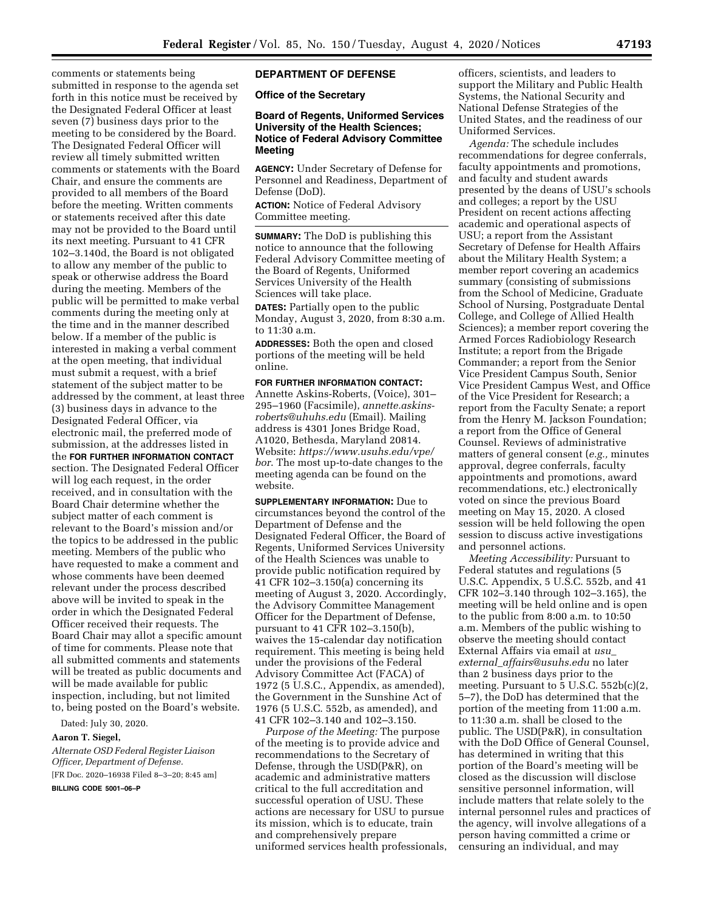comments or statements being submitted in response to the agenda set forth in this notice must be received by the Designated Federal Officer at least seven (7) business days prior to the meeting to be considered by the Board. The Designated Federal Officer will review all timely submitted written comments or statements with the Board Chair, and ensure the comments are provided to all members of the Board before the meeting. Written comments or statements received after this date may not be provided to the Board until its next meeting. Pursuant to 41 CFR 102–3.140d, the Board is not obligated to allow any member of the public to speak or otherwise address the Board during the meeting. Members of the public will be permitted to make verbal comments during the meeting only at the time and in the manner described below. If a member of the public is interested in making a verbal comment at the open meeting, that individual must submit a request, with a brief statement of the subject matter to be addressed by the comment, at least three (3) business days in advance to the Designated Federal Officer, via electronic mail, the preferred mode of submission, at the addresses listed in the **FOR FURTHER INFORMATION CONTACT** section. The Designated Federal Officer will log each request, in the order received, and in consultation with the Board Chair determine whether the subject matter of each comment is relevant to the Board's mission and/or the topics to be addressed in the public meeting. Members of the public who have requested to make a comment and whose comments have been deemed relevant under the process described above will be invited to speak in the order in which the Designated Federal Officer received their requests. The Board Chair may allot a specific amount of time for comments. Please note that all submitted comments and statements will be treated as public documents and will be made available for public inspection, including, but not limited to, being posted on the Board's website.

Dated: July 30, 2020.

**Aaron T. Siegel,**

*Alternate OSD Federal Register Liaison Officer, Department of Defense.*

[FR Doc. 2020–16938 Filed 8–3–20; 8:45 am]

**BILLING CODE 5001–06–P**

## DEPARTMENT OF DEFENSE

### Office of the Secretary

### Board of Regents, Uniformed Services University of the Health Sciences; Notice of Federal Advisory Committee Meeting

**AGENCY:** Under Secretary of Defense for Personnel and Readiness, Department of Defense (DoD).

**ACTION:** Notice of Federal Advisory Committee meeting.

**SUMMARY:** The DoD is publishing this notice to announce that the following Federal Advisory Committee meeting of the Board of Regents, Uniformed Services University of the Health Sciences will take place.

**DATES:** Partially open to the public Monday, August 3, 2020, from 8:30 a.m. to 11:30 a.m.

**ADDRESSES:** Both the open and closed portions of the meeting will be held online.

**FOR FURTHER INFORMATION CONTACT:** Annette Askins-Roberts, (Voice), 301–295–1960 (Facsimile), *annette.askins-roberts@uhuhs.edu* (Email). Mailing address is 4301 Jones Bridge Road, A1020, Bethesda, Maryland 20814. Website: *https://www.usuhs.edu/vpe/bor*. The most up-to-date changes to the meeting agenda can be found on the website.

**SUPPLEMENTARY INFORMATION:** Due to circumstances beyond the control of the Department of Defense and the Designated Federal Officer, the Board of Regents, Uniformed Services University of the Health Sciences was unable to provide public notification required by 41 CFR 102–3.150(a) concerning its meeting of August 3, 2020. Accordingly, the Advisory Committee Management Officer for the Department of Defense, pursuant to 41 CFR 102–3.150(b), waives the 15-calendar day notification requirement. This meeting is being held under the provisions of the Federal Advisory Committee Act (FACA) of 1972 (5 U.S.C., Appendix, as amended), the Government in the Sunshine Act of 1976 (5 U.S.C. 552b, as amended), and 41 CFR 102–3.140 and 102–3.150.

*Purpose of the Meeting:* The purpose of the meeting is to provide advice and recommendations to the Secretary of Defense, through the USD(P&R), on academic and administrative matters critical to the full accreditation and successful operation of USU. These actions are necessary for USU to pursue its mission, which is to educate, train and comprehensively prepare uniformed services health professionals, officers, scientists, and leaders to support the Military and Public Health Systems, the National Security and National Defense Strategies of the United States, and the readiness of our Uniformed Services.

*Agenda:* The schedule includes recommendations for degree conferrals, faculty appointments and promotions, and faculty and student awards presented by the deans of USU's schools and colleges; a report by the USU President on recent actions affecting academic and operational aspects of USU; a report from the Assistant Secretary of Defense for Health Affairs about the Military Health System; a member report covering an academics summary (consisting of submissions from the School of Medicine, Graduate School of Nursing, Postgraduate Dental College, and College of Allied Health Sciences); a member report covering the Armed Forces Radiobiology Research Institute; a report from the Brigade Commander; a report from the Senior Vice President Campus South, Senior Vice President Campus West, and Office of the Vice President for Research; a report from the Faculty Senate; a report from the Henry M. Jackson Foundation; a report from the Office of General Counsel. Reviews of administrative matters of general consent (*e.g.,* minutes approval, degree conferrals, faculty appointments and promotions, award recommendations, etc.) electronically voted on since the previous Board meeting on May 15, 2020. A closed session will be held following the open session to discuss active investigations and personnel actions.

*Meeting Accessibility:* Pursuant to Federal statutes and regulations (5 U.S.C. Appendix, 5 U.S.C. 552b, and 41 CFR 102–3.140 through 102–3.165), the meeting will be held online and is open to the public from 8:00 a.m. to 10:50 a.m. Members of the public wishing to observe the meeting should contact External Affairs via email at *usu_external_affairs@usuhs.edu* no later than 2 business days prior to the meeting. Pursuant to 5 U.S.C. 552b(c)(2, 5–7), the DoD has determined that the portion of the meeting from 11:00 a.m. to 11:30 a.m. shall be closed to the public. The USD(P&R), in consultation with the DoD Office of General Counsel, has determined in writing that this portion of the Board's meeting will be closed as the discussion will disclose sensitive personnel information, will include matters that relate solely to the internal personnel rules and practices of the agency, will involve allegations of a person having committed a crime or censuring an individual, and may